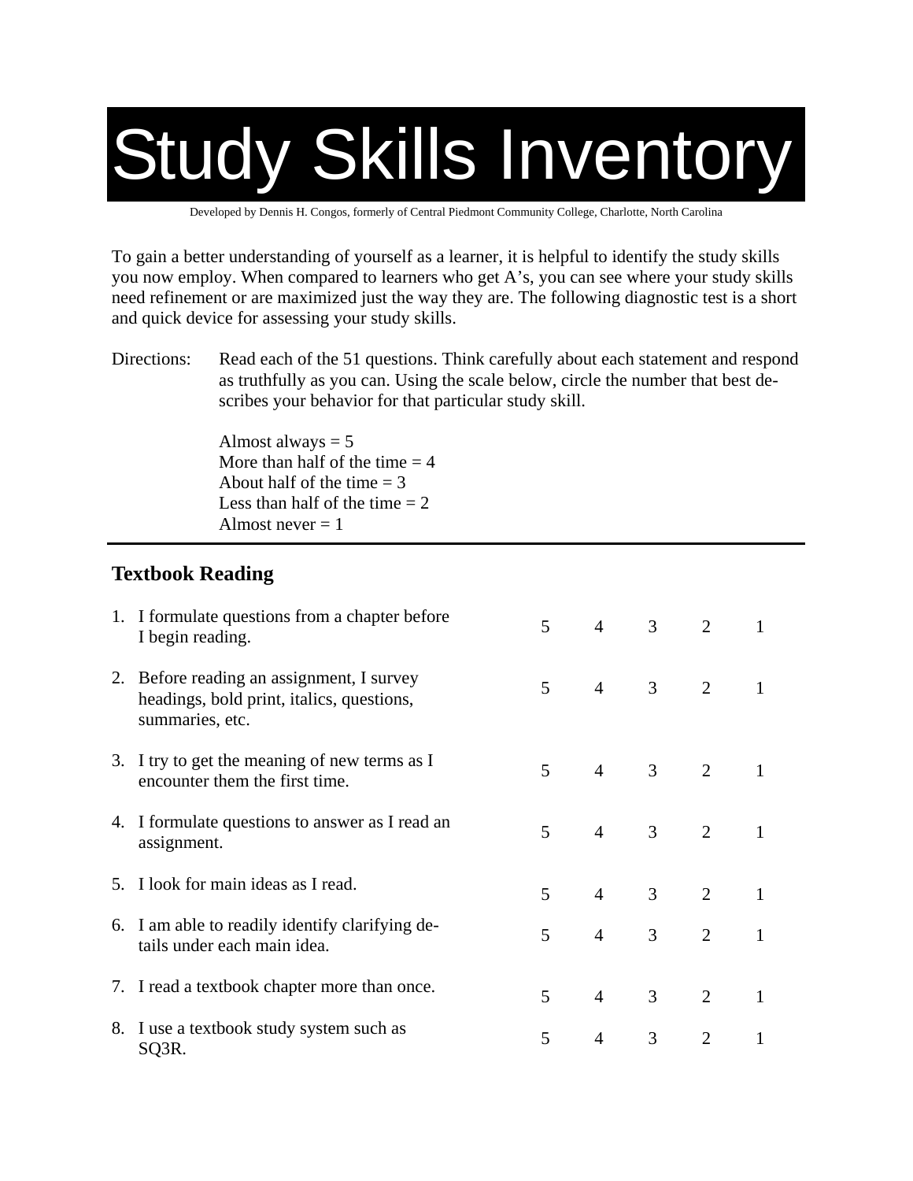# Study Skills Inventory

Developed by Dennis H. Congos, formerly of Central Piedmont Community College, Charlotte, North Carolina

To gain a better understanding of yourself as a learner, it is helpful to identify the study skills you now employ. When compared to learners who get A's, you can see where your study skills need refinement or are maximized just the way they are. The following diagnostic test is a short and quick device for assessing your study skills.

Directions: Read each of the 51 questions. Think carefully about each statement and respond as truthfully as you can. Using the scale below, circle the number that best describes your behavior for that particular study skill.

Almost always = 5
More than half of the time = 4
About half of the time = 3
Less than half of the time = 2
Almost never = 1

---

## Textbook Reading

| | | | | | |
|---|---|---|---|---|---|
| 1. I formulate questions from a chapter before I begin reading. | 5 | 4 | 3 | 2 | 1 |
| 2. Before reading an assignment, I survey headings, bold print, italics, questions, summaries, etc. | 5 | 4 | 3 | 2 | 1 |
| 3. I try to get the meaning of new terms as I encounter them the first time. | 5 | 4 | 3 | 2 | 1 |
| 4. I formulate questions to answer as I read an assignment. | 5 | 4 | 3 | 2 | 1 |
| 5. I look for main ideas as I read. | 5 | 4 | 3 | 2 | 1 |
| 6. I am able to readily identify clarifying details under each main idea. | 5 | 4 | 3 | 2 | 1 |
| 7. I read a textbook chapter more than once. | 5 | 4 | 3 | 2 | 1 |
| 8. I use a textbook study system such as SQ3R. | 5 | 4 | 3 | 2 | 1 |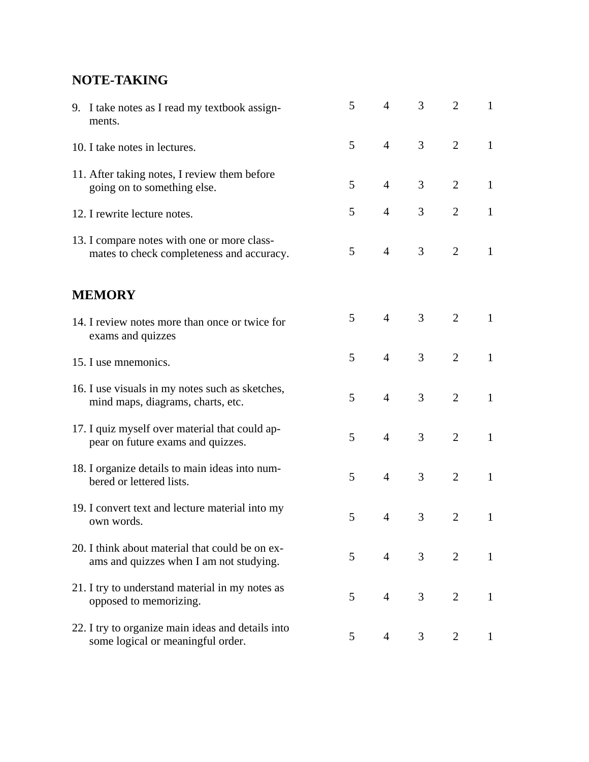## NOTE-TAKING

| | | | | | |
|---|---|---|---|---|---|
| 9. I take notes as I read my textbook assignments. | 5 | 4 | 3 | 2 | 1 |
| 10. I take notes in lectures. | 5 | 4 | 3 | 2 | 1 |
| 11. After taking notes, I review them before going on to something else. | 5 | 4 | 3 | 2 | 1 |
| 12. I rewrite lecture notes. | 5 | 4 | 3 | 2 | 1 |
| 13. I compare notes with one or more classmates to check completeness and accuracy. | 5 | 4 | 3 | 2 | 1 |

## MEMORY

| | | | | | |
|---|---|---|---|---|---|
| 14. I review notes more than once or twice for exams and quizzes | 5 | 4 | 3 | 2 | 1 |
| 15. I use mnemonics. | 5 | 4 | 3 | 2 | 1 |
| 16. I use visuals in my notes such as sketches, mind maps, diagrams, charts, etc. | 5 | 4 | 3 | 2 | 1 |
| 17. I quiz myself over material that could appear on future exams and quizzes. | 5 | 4 | 3 | 2 | 1 |
| 18. I organize details to main ideas into numbered or lettered lists. | 5 | 4 | 3 | 2 | 1 |
| 19. I convert text and lecture material into my own words. | 5 | 4 | 3 | 2 | 1 |
| 20. I think about material that could be on exams and quizzes when I am not studying. | 5 | 4 | 3 | 2 | 1 |
| 21. I try to understand material in my notes as opposed to memorizing. | 5 | 4 | 3 | 2 | 1 |
| 22. I try to organize main ideas and details into some logical or meaningful order. | 5 | 4 | 3 | 2 | 1 |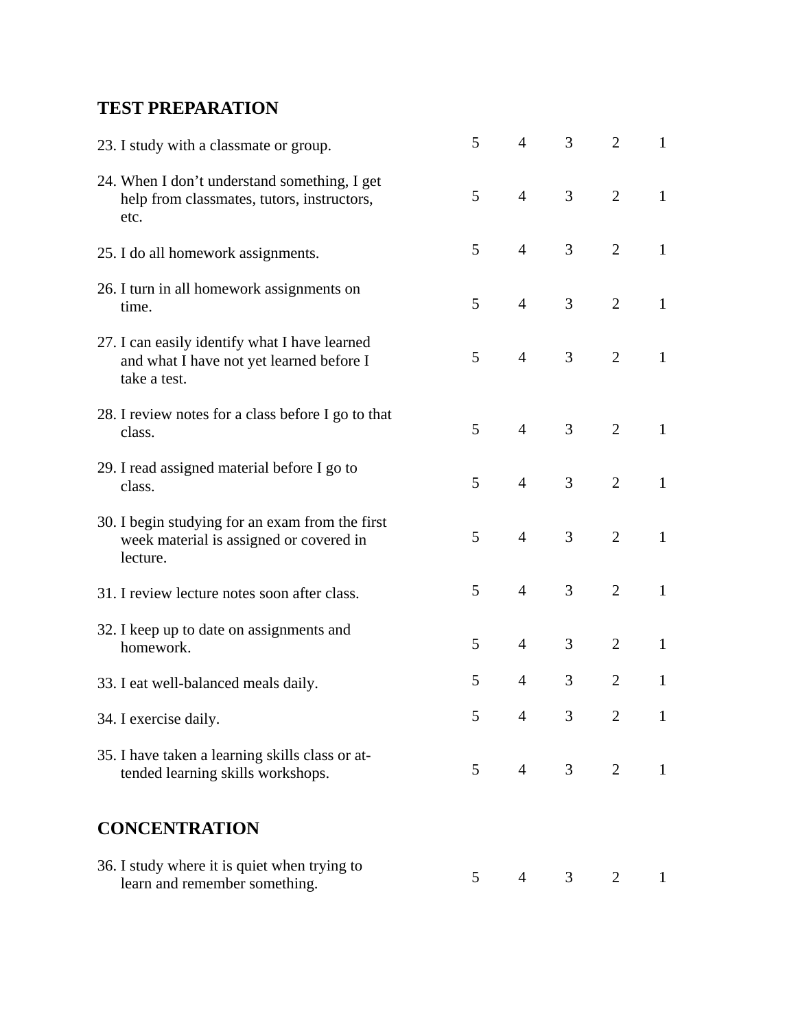## TEST PREPARATION

| | | | | | |
|---|---|---|---|---|---|
| 23. I study with a classmate or group. | 5 | 4 | 3 | 2 | 1 |
| 24. When I don't understand something, I get help from classmates, tutors, instructors, etc. | 5 | 4 | 3 | 2 | 1 |
| 25. I do all homework assignments. | 5 | 4 | 3 | 2 | 1 |
| 26. I turn in all homework assignments on time. | 5 | 4 | 3 | 2 | 1 |
| 27. I can easily identify what I have learned and what I have not yet learned before I take a test. | 5 | 4 | 3 | 2 | 1 |
| 28. I review notes for a class before I go to that class. | 5 | 4 | 3 | 2 | 1 |
| 29. I read assigned material before I go to class. | 5 | 4 | 3 | 2 | 1 |
| 30. I begin studying for an exam from the first week material is assigned or covered in lecture. | 5 | 4 | 3 | 2 | 1 |
| 31. I review lecture notes soon after class. | 5 | 4 | 3 | 2 | 1 |
| 32. I keep up to date on assignments and homework. | 5 | 4 | 3 | 2 | 1 |
| 33. I eat well-balanced meals daily. | 5 | 4 | 3 | 2 | 1 |
| 34. I exercise daily. | 5 | 4 | 3 | 2 | 1 |
| 35. I have taken a learning skills class or attended learning skills workshops. | 5 | 4 | 3 | 2 | 1 |

## CONCENTRATION

| | | | | | |
|---|---|---|---|---|---|
| 36. I study where it is quiet when trying to learn and remember something. | 5 | 4 | 3 | 2 | 1 |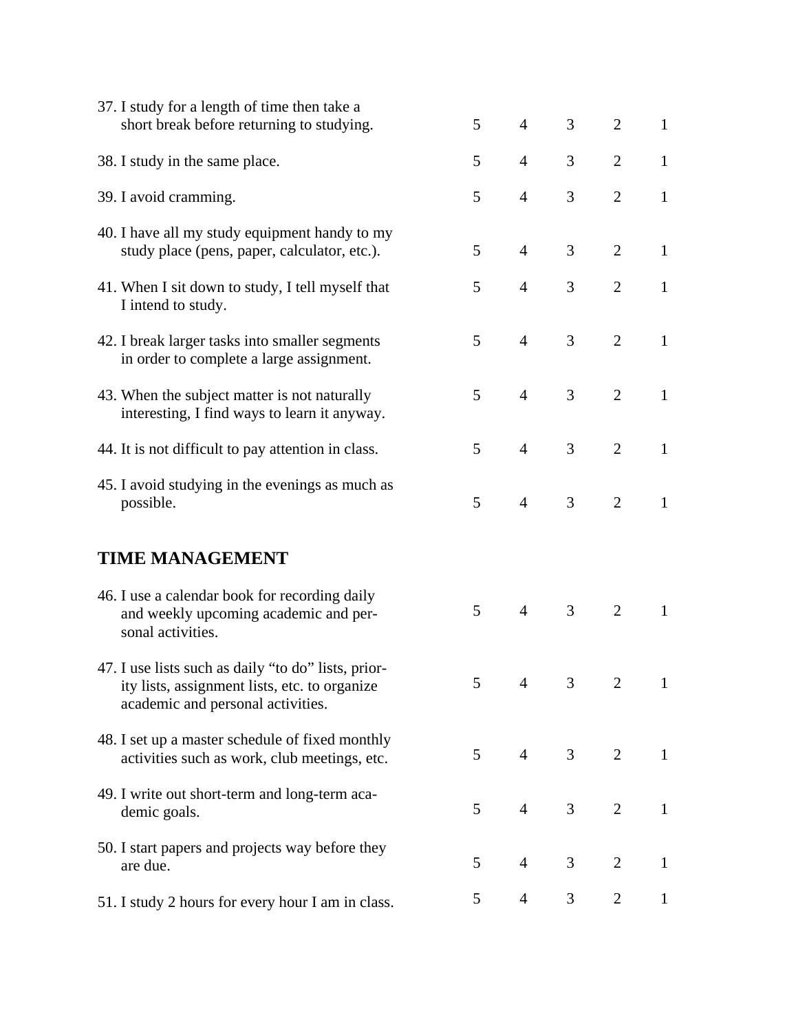| | | | | | |
|---|---|---|---|---|---|
| 37. I study for a length of time then take a short break before returning to studying. | 5 | 4 | 3 | 2 | 1 |
| 38. I study in the same place. | 5 | 4 | 3 | 2 | 1 |
| 39. I avoid cramming. | 5 | 4 | 3 | 2 | 1 |
| 40. I have all my study equipment handy to my study place (pens, paper, calculator, etc.). | 5 | 4 | 3 | 2 | 1 |
| 41. When I sit down to study, I tell myself that I intend to study. | 5 | 4 | 3 | 2 | 1 |
| 42. I break larger tasks into smaller segments in order to complete a large assignment. | 5 | 4 | 3 | 2 | 1 |
| 43. When the subject matter is not naturally interesting, I find ways to learn it anyway. | 5 | 4 | 3 | 2 | 1 |
| 44. It is not difficult to pay attention in class. | 5 | 4 | 3 | 2 | 1 |
| 45. I avoid studying in the evenings as much as possible. | 5 | 4 | 3 | 2 | 1 |

## TIME MANAGEMENT

| | | | | | |
|---|---|---|---|---|---|
| 46. I use a calendar book for recording daily and weekly upcoming academic and personal activities. | 5 | 4 | 3 | 2 | 1 |
| 47. I use lists such as daily "to do" lists, priority lists, assignment lists, etc. to organize academic and personal activities. | 5 | 4 | 3 | 2 | 1 |
| 48. I set up a master schedule of fixed monthly activities such as work, club meetings, etc. | 5 | 4 | 3 | 2 | 1 |
| 49. I write out short-term and long-term academic goals. | 5 | 4 | 3 | 2 | 1 |
| 50. I start papers and projects way before they are due. | 5 | 4 | 3 | 2 | 1 |
| 51. I study 2 hours for every hour I am in class. | 5 | 4 | 3 | 2 | 1 |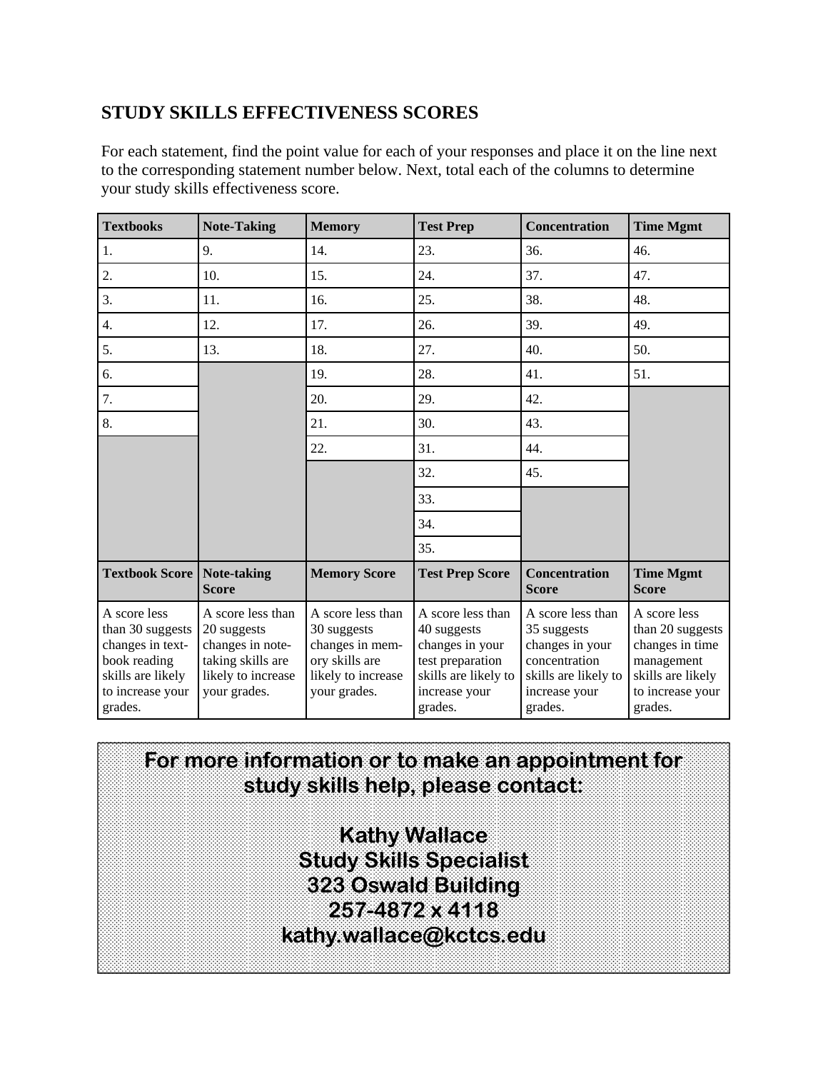## STUDY SKILLS EFFECTIVENESS SCORES

For each statement, find the point value for each of your responses and place it on the line next to the corresponding statement number below. Next, total each of the columns to determine your study skills effectiveness score.

| Textbooks | Note-Taking | Memory | Test Prep | Concentration | Time Mgmt |
|---|---|---|---|---|---|
| 1. | 9. | 14. | 23. | 36. | 46. |
| 2. | 10. | 15. | 24. | 37. | 47. |
| 3. | 11. | 16. | 25. | 38. | 48. |
| 4. | 12. | 17. | 26. | 39. | 49. |
| 5. | 13. | 18. | 27. | 40. | 50. |
| 6. | | 19. | 28. | 41. | 51. |
| 7. | | 20. | 29. | 42. | |
| 8. | | 21. | 30. | 43. | |
| | | 22. | 31. | 44. | |
| | | | 32. | 45. | |
| | | | 33. | | |
| | | | 34. | | |
| | | | 35. | | |
| **Textbook Score** | **Note-taking Score** | **Memory Score** | **Test Prep Score** | **Concentration Score** | **Time Mgmt Score** |
| A score less than 30 suggests changes in text-book reading skills are likely to increase your grades. | A score less than 20 suggests changes in note-taking skills are likely to increase your grades. | A score less than 30 suggests changes in mem-ory skills are likely to increase your grades. | A score less than 40 suggests changes in your test preparation skills are likely to increase your grades. | A score less than 35 suggests changes in your concentration skills are likely to increase your grades. | A score less than 20 suggests changes in time management skills are likely to increase your grades. |

**For more information or to make an appointment for study skills help, please contact:**

**Kathy Wallace**
**Study Skills Specialist**
**323 Oswald Building**
**257-4872 x 4118**
**kathy.wallace@kctcs.edu**